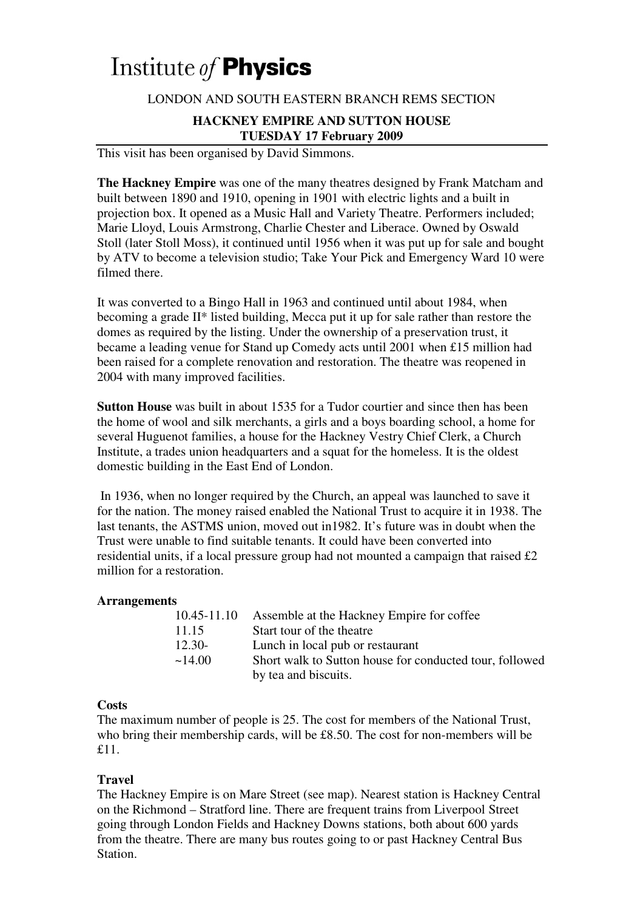# Institute *of* **Physics**

LONDON AND SOUTH EASTERN BRANCH REMS SECTION

## HACKNEY EMPIRE AND SUTTON HOUSE
## TUESDAY 17 February 2009

This visit has been organised by David Simmons.

**The Hackney Empire** was one of the many theatres designed by Frank Matcham and built between 1890 and 1910, opening in 1901 with electric lights and a built in projection box. It opened as a Music Hall and Variety Theatre. Performers included; Marie Lloyd, Louis Armstrong, Charlie Chester and Liberace. Owned by Oswald Stoll (later Stoll Moss), it continued until 1956 when it was put up for sale and bought by ATV to become a television studio; Take Your Pick and Emergency Ward 10 were filmed there.

It was converted to a Bingo Hall in 1963 and continued until about 1984, when becoming a grade II* listed building, Mecca put it up for sale rather than restore the domes as required by the listing. Under the ownership of a preservation trust, it became a leading venue for Stand up Comedy acts until 2001 when £15 million had been raised for a complete renovation and restoration. The theatre was reopened in 2004 with many improved facilities.

**Sutton House** was built in about 1535 for a Tudor courtier and since then has been the home of wool and silk merchants, a girls and a boys boarding school, a home for several Huguenot families, a house for the Hackney Vestry Chief Clerk, a Church Institute, a trades union headquarters and a squat for the homeless. It is the oldest domestic building in the East End of London.

In 1936, when no longer required by the Church, an appeal was launched to save it for the nation. The money raised enabled the National Trust to acquire it in 1938. The last tenants, the ASTMS union, moved out in1982. It's future was in doubt when the Trust were unable to find suitable tenants. It could have been converted into residential units, if a local pressure group had not mounted a campaign that raised £2 million for a restoration.

### Arrangements

| | |
|---|---|
| 10.45-11.10 | Assemble at the Hackney Empire for coffee |
| 11.15 | Start tour of the theatre |
| 12.30- | Lunch in local pub or restaurant |
| ~14.00 | Short walk to Sutton house for conducted tour, followed by tea and biscuits. |

### Costs

The maximum number of people is 25. The cost for members of the National Trust, who bring their membership cards, will be £8.50. The cost for non-members will be £11.

### Travel

The Hackney Empire is on Mare Street (see map). Nearest station is Hackney Central on the Richmond – Stratford line. There are frequent trains from Liverpool Street going through London Fields and Hackney Downs stations, both about 600 yards from the theatre. There are many bus routes going to or past Hackney Central Bus Station.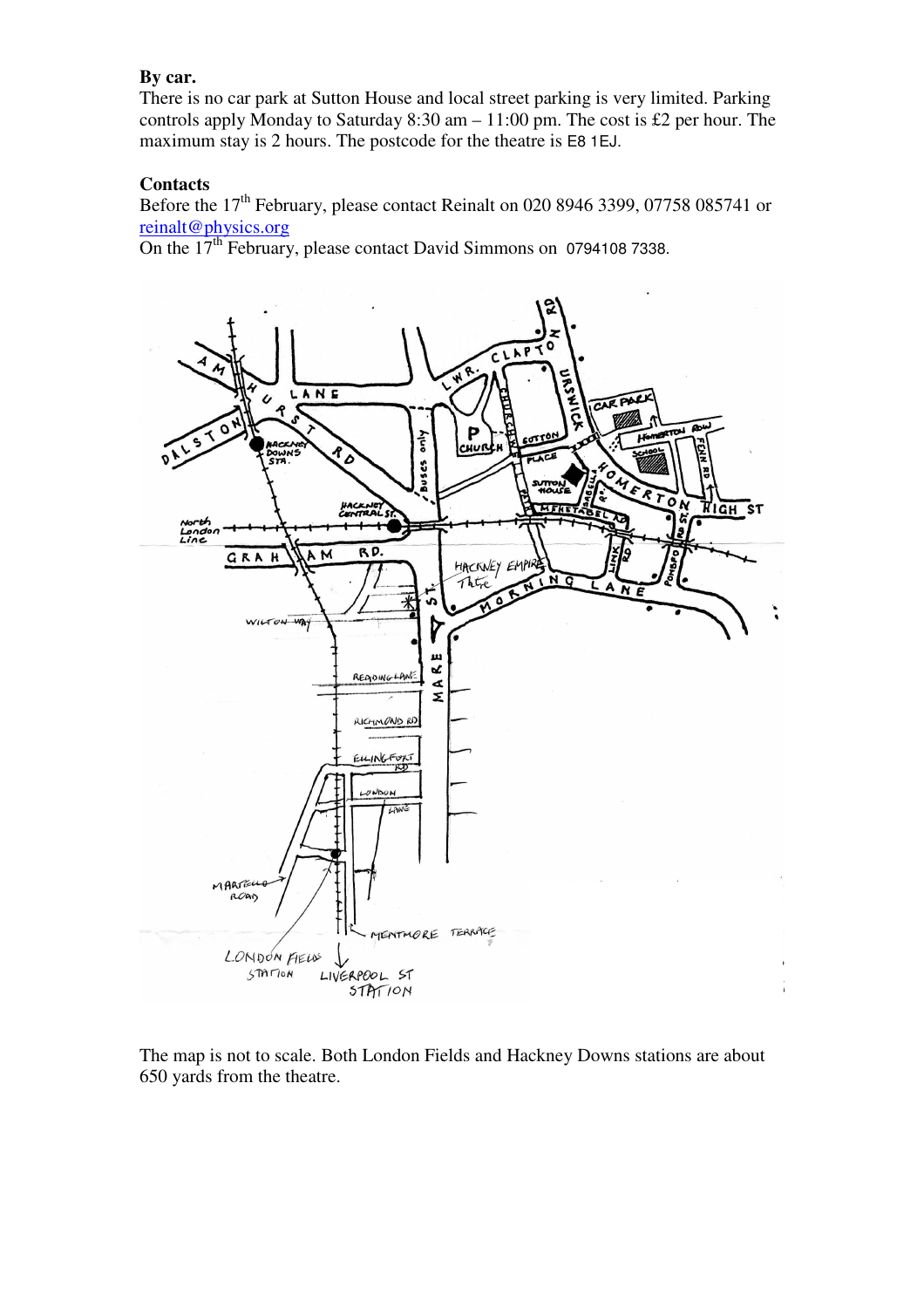**By car.**
There is no car park at Sutton House and local street parking is very limited. Parking controls apply Monday to Saturday 8:30 am – 11:00 pm. The cost is £2 per hour. The maximum stay is 2 hours. The postcode for the theatre is E8 1EJ.

**Contacts**
Before the 17th February, please contact Reinalt on 020 8946 3399, 07758 085741 or reinalt@physics.org
On the 17th February, please contact David Simmons on 0794108 7338.

The map is not to scale. Both London Fields and Hackney Downs stations are about 650 yards from the theatre.